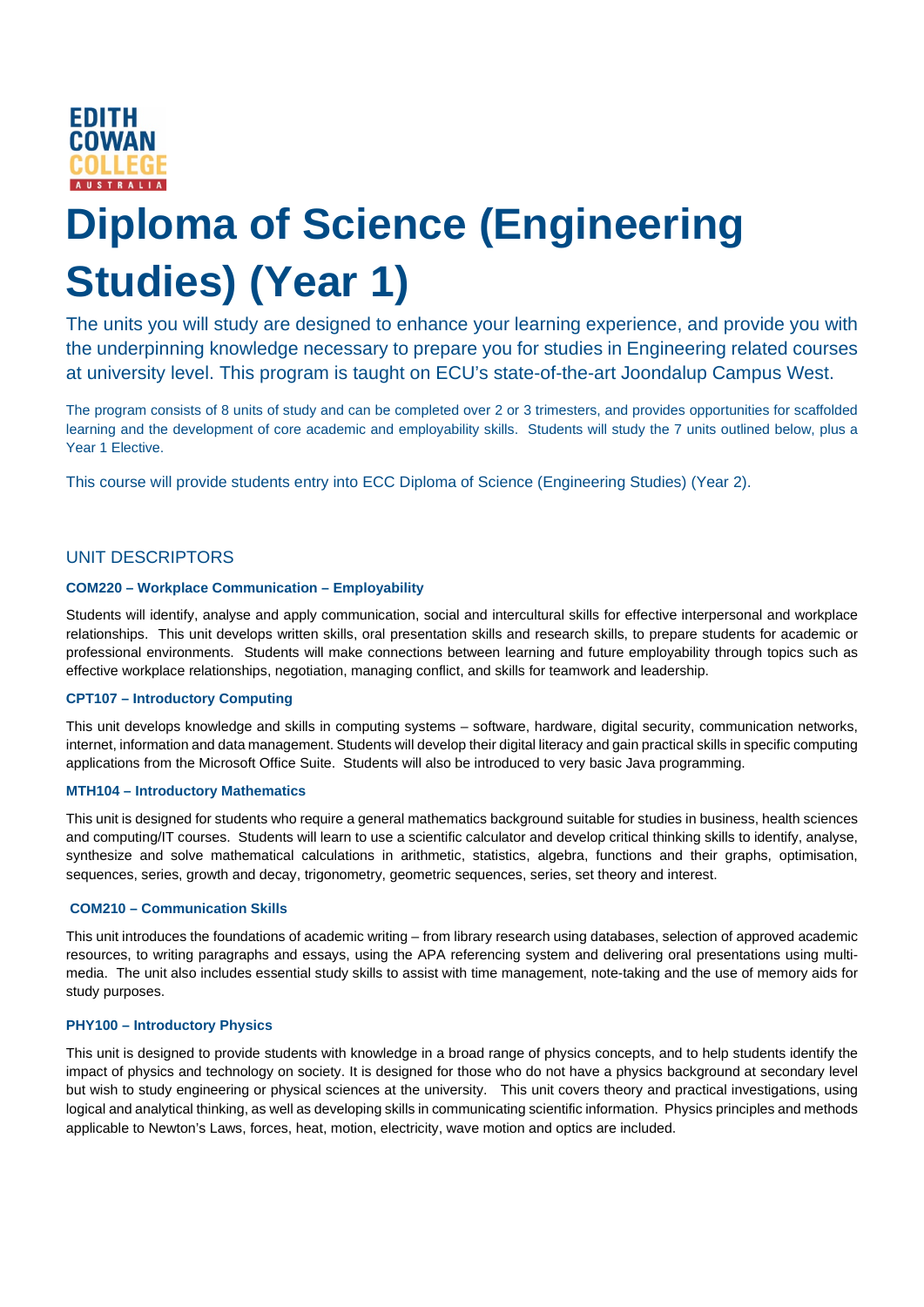EDITH COWAN COLLEGE AUSTRALIA

# Diploma of Science (Engineering Studies) (Year 1)

The units you will study are designed to enhance your learning experience, and provide you with the underpinning knowledge necessary to prepare you for studies in Engineering related courses at university level. This program is taught on ECU's state-of-the-art Joondalup Campus West.

The program consists of 8 units of study and can be completed over 2 or 3 trimesters, and provides opportunities for scaffolded learning and the development of core academic and employability skills. Students will study the 7 units outlined below, plus a Year 1 Elective.

This course will provide students entry into ECC Diploma of Science (Engineering Studies) (Year 2).

## UNIT DESCRIPTORS

### COM220 – Workplace Communication – Employability

Students will identify, analyse and apply communication, social and intercultural skills for effective interpersonal and workplace relationships. This unit develops written skills, oral presentation skills and research skills, to prepare students for academic or professional environments. Students will make connections between learning and future employability through topics such as effective workplace relationships, negotiation, managing conflict, and skills for teamwork and leadership.

### CPT107 – Introductory Computing

This unit develops knowledge and skills in computing systems – software, hardware, digital security, communication networks, internet, information and data management. Students will develop their digital literacy and gain practical skills in specific computing applications from the Microsoft Office Suite. Students will also be introduced to very basic Java programming.

### MTH104 – Introductory Mathematics

This unit is designed for students who require a general mathematics background suitable for studies in business, health sciences and computing/IT courses. Students will learn to use a scientific calculator and develop critical thinking skills to identify, analyse, synthesize and solve mathematical calculations in arithmetic, statistics, algebra, functions and their graphs, optimisation, sequences, series, growth and decay, trigonometry, geometric sequences, series, set theory and interest.

### COM210 – Communication Skills

This unit introduces the foundations of academic writing – from library research using databases, selection of approved academic resources, to writing paragraphs and essays, using the APA referencing system and delivering oral presentations using multi-media. The unit also includes essential study skills to assist with time management, note-taking and the use of memory aids for study purposes.

### PHY100 – Introductory Physics

This unit is designed to provide students with knowledge in a broad range of physics concepts, and to help students identify the impact of physics and technology on society. It is designed for those who do not have a physics background at secondary level but wish to study engineering or physical sciences at the university. This unit covers theory and practical investigations, using logical and analytical thinking, as well as developing skills in communicating scientific information. Physics principles and methods applicable to Newton's Laws, forces, heat, motion, electricity, wave motion and optics are included.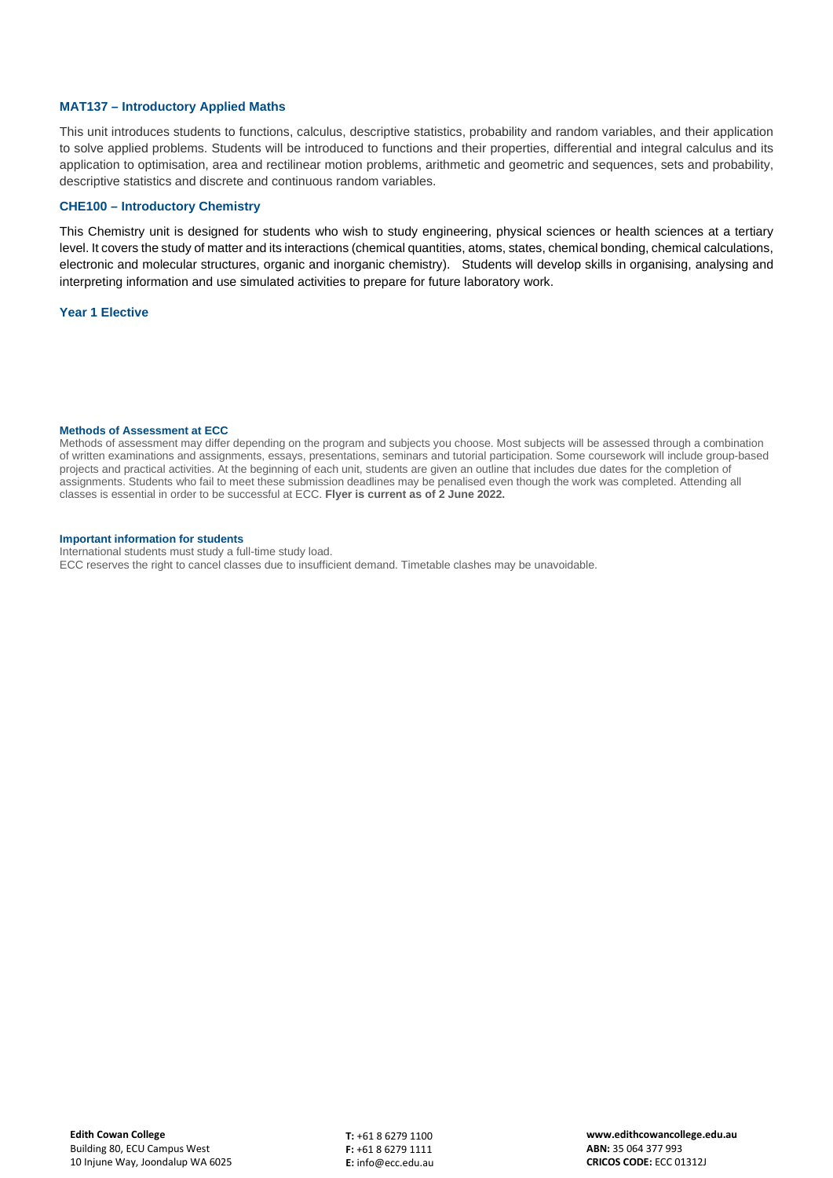### MAT137 – Introductory Applied Maths

This unit introduces students to functions, calculus, descriptive statistics, probability and random variables, and their application to solve applied problems. Students will be introduced to functions and their properties, differential and integral calculus and its application to optimisation, area and rectilinear motion problems, arithmetic and geometric and sequences, sets and probability, descriptive statistics and discrete and continuous random variables.

### CHE100 – Introductory Chemistry

This Chemistry unit is designed for students who wish to study engineering, physical sciences or health sciences at a tertiary level. It covers the study of matter and its interactions (chemical quantities, atoms, states, chemical bonding, chemical calculations, electronic and molecular structures, organic and inorganic chemistry). Students will develop skills in organising, analysing and interpreting information and use simulated activities to prepare for future laboratory work.

### Year 1 Elective

#### Methods of Assessment at ECC

Methods of assessment may differ depending on the program and subjects you choose. Most subjects will be assessed through a combination of written examinations and assignments, essays, presentations, seminars and tutorial participation. Some coursework will include group-based projects and practical activities. At the beginning of each unit, students are given an outline that includes due dates for the completion of assignments. Students who fail to meet these submission deadlines may be penalised even though the work was completed. Attending all classes is essential in order to be successful at ECC. **Flyer is current as of 2 June 2022.**

#### Important information for students

International students must study a full-time study load.
ECC reserves the right to cancel classes due to insufficient demand. Timetable clashes may be unavoidable.

**Edith Cowan College**
Building 80, ECU Campus West
10 Injune Way, Joondalup WA 6025

**T:** +61 8 6279 1100
**F:** +61 8 6279 1111
**E:** info@ecc.edu.au

**www.edithcowancollege.edu.au**
**ABN:** 35 064 377 993
**CRICOS CODE:** ECC 01312J